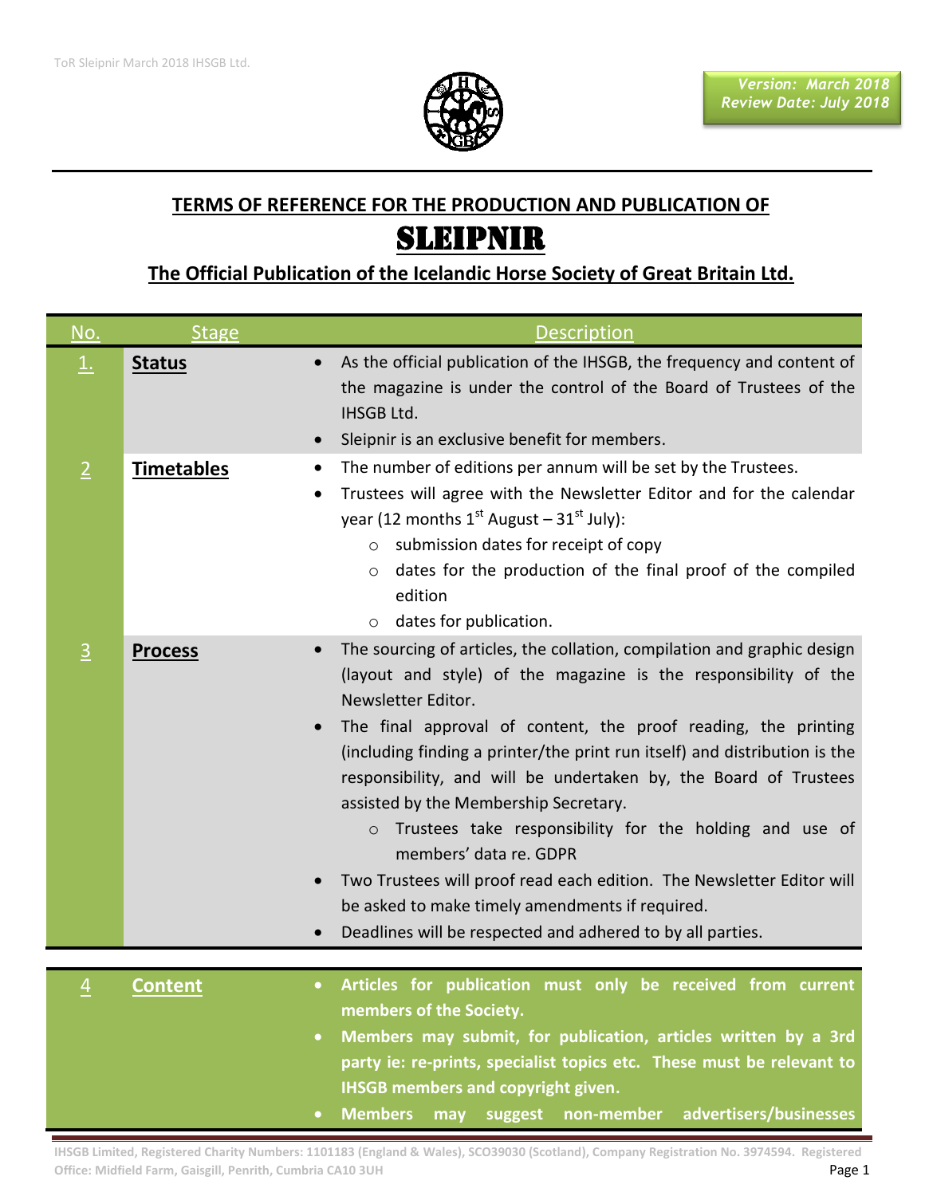**Version: March 2018**
**Review Date: July 2018**

## TERMS OF REFERENCE FOR THE PRODUCTION AND PUBLICATION OF

# SLEIPNIR

### The Official Publication of the Icelandic Horse Society of Great Britain Ltd.

| No. | Stage | Description |
|---|---|---|
| 1. | **Status** | • As the official publication of the IHSGB, the frequency and content of the magazine is under the control of the Board of Trustees of the IHSGB Ltd.<br>• Sleipnir is an exclusive benefit for members. |
| 2 | **Timetables** | • The number of editions per annum will be set by the Trustees.<br>• Trustees will agree with the Newsletter Editor and for the calendar year (12 months 1st August – 31st July):<br>  ○ submission dates for receipt of copy<br>  ○ dates for the production of the final proof of the compiled edition<br>  ○ dates for publication. |
| 3 | **Process** | • The sourcing of articles, the collation, compilation and graphic design (layout and style) of the magazine is the responsibility of the Newsletter Editor.<br>• The final approval of content, the proof reading, the printing (including finding a printer/the print run itself) and distribution is the responsibility, and will be undertaken by, the Board of Trustees assisted by the Membership Secretary.<br>  ○ Trustees take responsibility for the holding and use of members' data re. GDPR<br>• Two Trustees will proof read each edition. The Newsletter Editor will be asked to make timely amendments if required.<br>• Deadlines will be respected and adhered to by all parties. |
| 4 | **Content** | • **Articles for publication must only be received from current members of the Society.**<br>• **Members may submit, for publication, articles written by a 3rd party ie: re-prints, specialist topics etc. These must be relevant to IHSGB members and copyright given.**<br>• **Members may suggest non-member advertisers/businesses** |

IHSGB Limited, Registered Charity Numbers: 1101183 (England & Wales), SCO39030 (Scotland), Company Registration No. 3974594. Registered Office: Midfield Farm, Gaisgill, Penrith, Cumbria CA10 3UH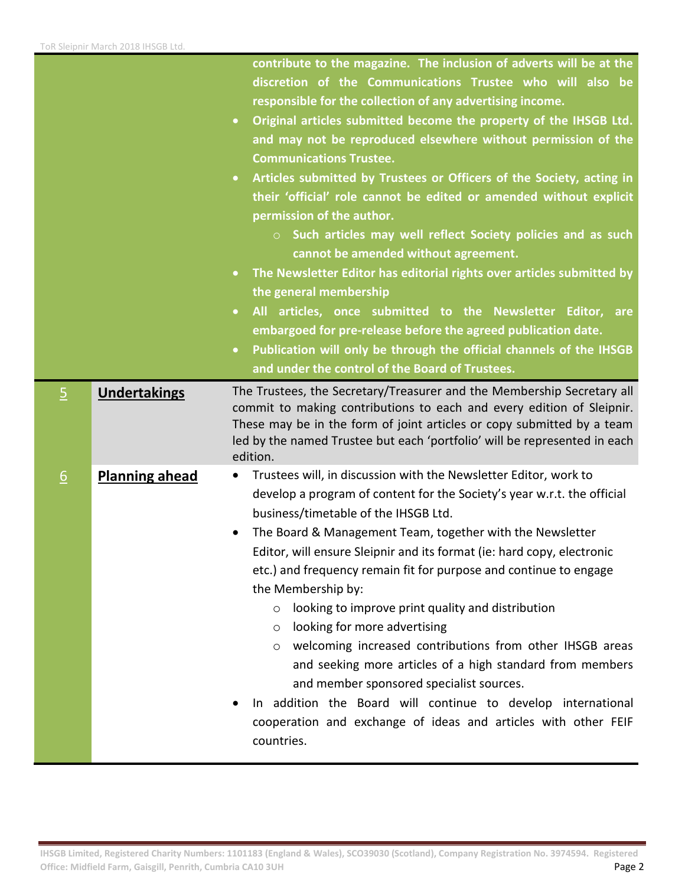| | | |
|---|---|---|
| | | contribute to the magazine. The inclusion of adverts will be at the discretion of the Communications Trustee who will also be responsible for the collection of any advertising income.<br>• Original articles submitted become the property of the IHSGB Ltd. and may not be reproduced elsewhere without permission of the Communications Trustee.<br>• Articles submitted by Trustees or Officers of the Society, acting in their 'official' role cannot be edited or amended without explicit permission of the author.<br>  ○ Such articles may well reflect Society policies and as such cannot be amended without agreement.<br>• The Newsletter Editor has editorial rights over articles submitted by the general membership<br>• All articles, once submitted to the Newsletter Editor, are embargoed for pre-release before the agreed publication date.<br>• Publication will only be through the official channels of the IHSGB and under the control of the Board of Trustees. |
| 5 | **Undertakings** | The Trustees, the Secretary/Treasurer and the Membership Secretary all commit to making contributions to each and every edition of Sleipnir. These may be in the form of joint articles or copy submitted by a team led by the named Trustee but each 'portfolio' will be represented in each edition. |
| 6 | **Planning ahead** | • Trustees will, in discussion with the Newsletter Editor, work to develop a program of content for the Society's year w.r.t. the official business/timetable of the IHSGB Ltd.<br>• The Board & Management Team, together with the Newsletter Editor, will ensure Sleipnir and its format (ie: hard copy, electronic etc.) and frequency remain fit for purpose and continue to engage the Membership by:<br>  ○ looking to improve print quality and distribution<br>  ○ looking for more advertising<br>  ○ welcoming increased contributions from other IHSGB areas and seeking more articles of a high standard from members and member sponsored specialist sources.<br>• In addition the Board will continue to develop international cooperation and exchange of ideas and articles with other FEIF countries. |

IHSGB Limited, Registered Charity Numbers: 1101183 (England & Wales), SCO39030 (Scotland), Company Registration No. 3974594. Registered Office: Midfield Farm, Gaisgill, Penrith, Cumbria CA10 3UH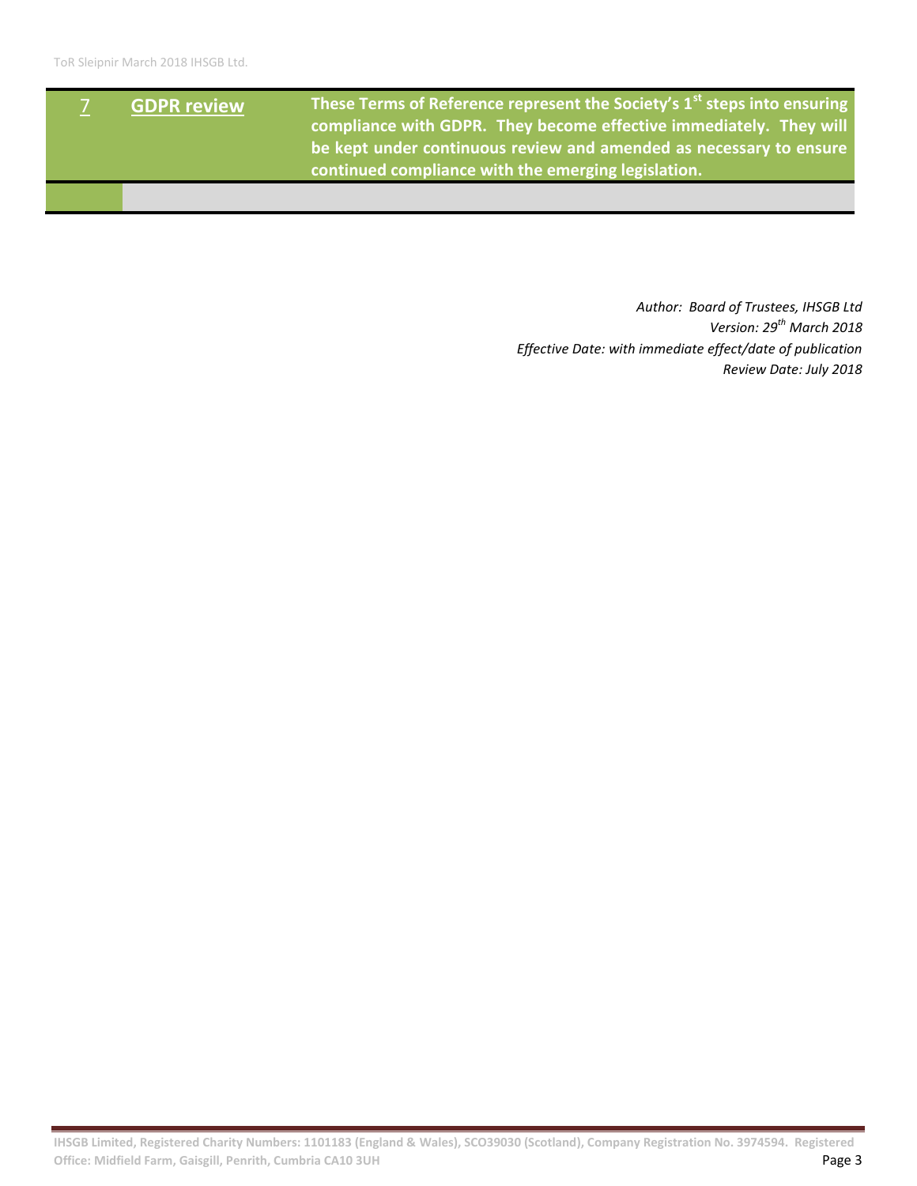| | | |
|---|---|---|
| 7 | **GDPR review** | **These Terms of Reference represent the Society's 1st steps into ensuring compliance with GDPR. They become effective immediately. They will be kept under continuous review and amended as necessary to ensure continued compliance with the emerging legislation.** |
| | | |

*Author: Board of Trustees, IHSGB Ltd*
*Version: 29th March 2018*
*Effective Date: with immediate effect/date of publication*
*Review Date: July 2018*

**IHSGB Limited, Registered Charity Numbers: 1101183 (England & Wales), SCO39030 (Scotland), Company Registration No. 3974594. Registered Office: Midfield Farm, Gaisgill, Penrith, Cumbria CA10 3UH**